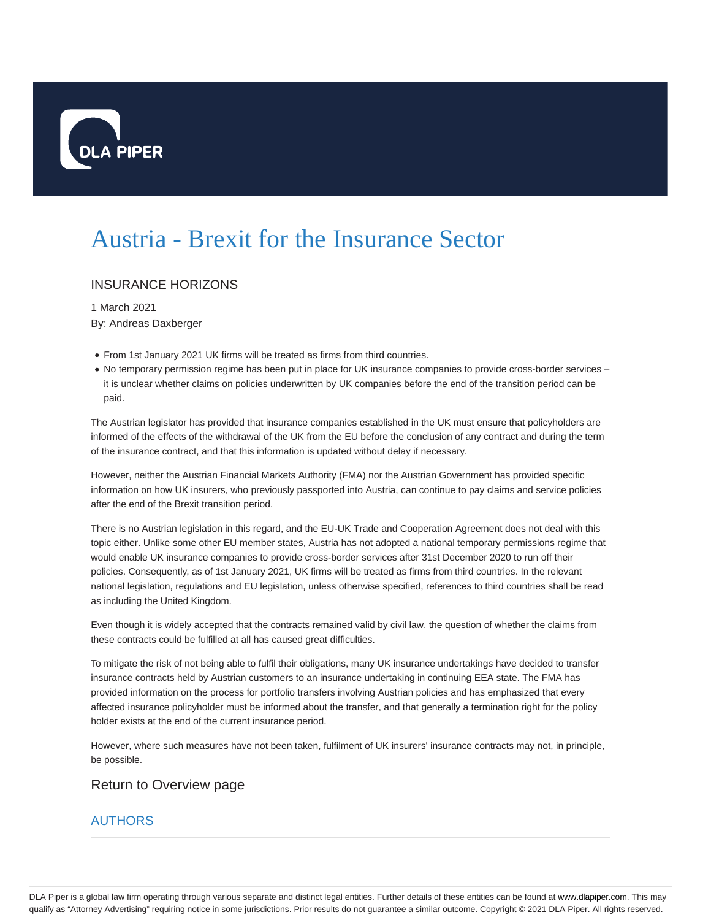# Austria - Brexit for the Insurance Sector

## INSURANCE HORIZONS

1 March 2021
By: Andreas Daxberger

- From 1st January 2021 UK firms will be treated as firms from third countries.
- No temporary permission regime has been put in place for UK insurance companies to provide cross-border services – it is unclear whether claims on policies underwritten by UK companies before the end of the transition period can be paid.

The Austrian legislator has provided that insurance companies established in the UK must ensure that policyholders are informed of the effects of the withdrawal of the UK from the EU before the conclusion of any contract and during the term of the insurance contract, and that this information is updated without delay if necessary.

However, neither the Austrian Financial Markets Authority (FMA) nor the Austrian Government has provided specific information on how UK insurers, who previously passported into Austria, can continue to pay claims and service policies after the end of the Brexit transition period.

There is no Austrian legislation in this regard, and the EU-UK Trade and Cooperation Agreement does not deal with this topic either. Unlike some other EU member states, Austria has not adopted a national temporary permissions regime that would enable UK insurance companies to provide cross-border services after 31st December 2020 to run off their policies. Consequently, as of 1st January 2021, UK firms will be treated as firms from third countries. In the relevant national legislation, regulations and EU legislation, unless otherwise specified, references to third countries shall be read as including the United Kingdom.

Even though it is widely accepted that the contracts remained valid by civil law, the question of whether the claims from these contracts could be fulfilled at all has caused great difficulties.

To mitigate the risk of not being able to fulfil their obligations, many UK insurance undertakings have decided to transfer insurance contracts held by Austrian customers to an insurance undertaking in continuing EEA state. The FMA has provided information on the process for portfolio transfers involving Austrian policies and has emphasized that every affected insurance policyholder must be informed about the transfer, and that generally a termination right for the policy holder exists at the end of the current insurance period.

However, where such measures have not been taken, fulfilment of UK insurers' insurance contracts may not, in principle, be possible.

Return to Overview page

## AUTHORS

DLA Piper is a global law firm operating through various separate and distinct legal entities. Further details of these entities can be found at www.dlapiper.com. This may qualify as "Attorney Advertising" requiring notice in some jurisdictions. Prior results do not guarantee a similar outcome. Copyright © 2021 DLA Piper. All rights reserved.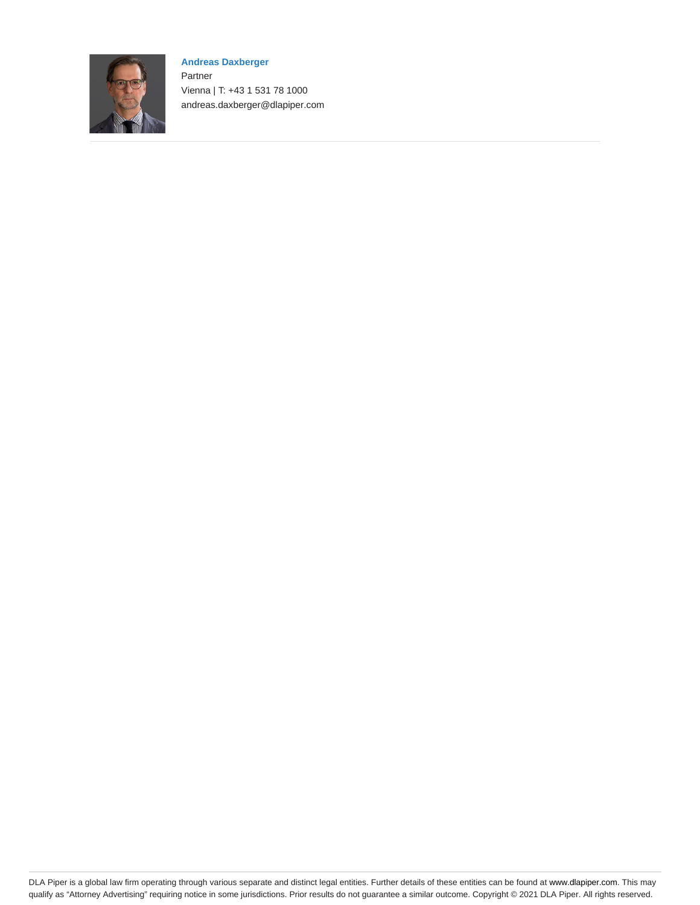**Andreas Daxberger**
Partner
Vienna | T: +43 1 531 78 1000
andreas.daxberger@dlapiper.com

---

DLA Piper is a global law firm operating through various separate and distinct legal entities. Further details of these entities can be found at www.dlapiper.com. This may qualify as "Attorney Advertising" requiring notice in some jurisdictions. Prior results do not guarantee a similar outcome. Copyright © 2021 DLA Piper. All rights reserved.